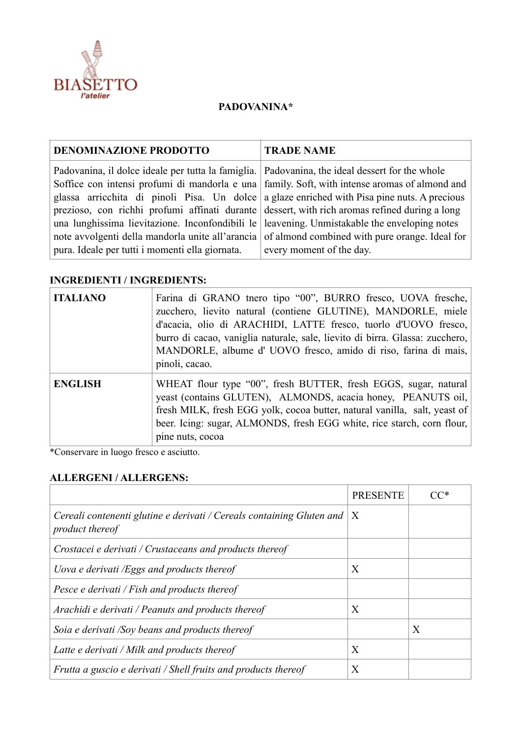BIASETTO
*l'atelier*

**PADOVANINA***

| DENOMINAZIONE PRODOTTO | TRADE NAME |
|---|---|
| Padovanina, il dolce ideale per tutta la famiglia. Soffice con intensi profumi di mandorla e una glassa arricchita di pinoli Pisa. Un dolce prezioso, con richhi profumi affinati durante una lunghissima lievitazione. Inconfondibili le note avvolgenti della mandorla unite all'arancia pura. Ideale per tutti i momenti ella giornata. | Padovanina, the ideal dessert for the whole family. Soft, with intense aromas of almond and a glaze enriched with Pisa pine nuts. A precious dessert, with rich aromas refined during a long leavening. Unmistakable the enveloping notes of almond combined with pure orange. Ideal for every moment of the day. |

**INGREDIENTI / INGREDIENTS:**

| | |
|---|---|
| **ITALIANO** | Farina di GRANO tnero tipo "00", BURRO fresco, UOVA fresche, zucchero, lievito natural (contiene GLUTINE), MANDORLE, miele d'acacia, olio di ARACHIDI, LATTE fresco, tuorlo d'UOVO fresco, burro di cacao, vaniglia naturale, sale, lievito di birra. Glassa: zucchero, MANDORLE, albume d' UOVO fresco, amido di riso, farina di mais, pinoli, cacao. |
| **ENGLISH** | WHEAT flour type "00", fresh BUTTER, fresh EGGS, sugar, natural yeast (contains GLUTEN), ALMONDS, acacia honey, PEANUTS oil, fresh MILK, fresh EGG yolk, cocoa butter, natural vanilla, salt, yeast of beer. Icing: sugar, ALMONDS, fresh EGG white, rice starch, corn flour, pine nuts, cocoa |

*Conservare in luogo fresco e asciutto.

**ALLERGENI / ALLERGENS:**

| | PRESENTE | CC* |
|---|---|---|
| *Cereali contenenti glutine e derivati / Cereals containing Gluten and product thereof* | X | |
| *Crostacei e derivati / Crustaceans and products thereof* | | |
| *Uova e derivati /Eggs and products thereof* | X | |
| *Pesce e derivati / Fish and products thereof* | | |
| *Arachidi e derivati / Peanuts and products thereof* | X | |
| *Soia e derivati /Soy beans and products thereof* | | X |
| *Latte e derivati / Milk and products thereof* | X | |
| *Frutta a guscio e derivati / Shell fruits and products thereof* | X | |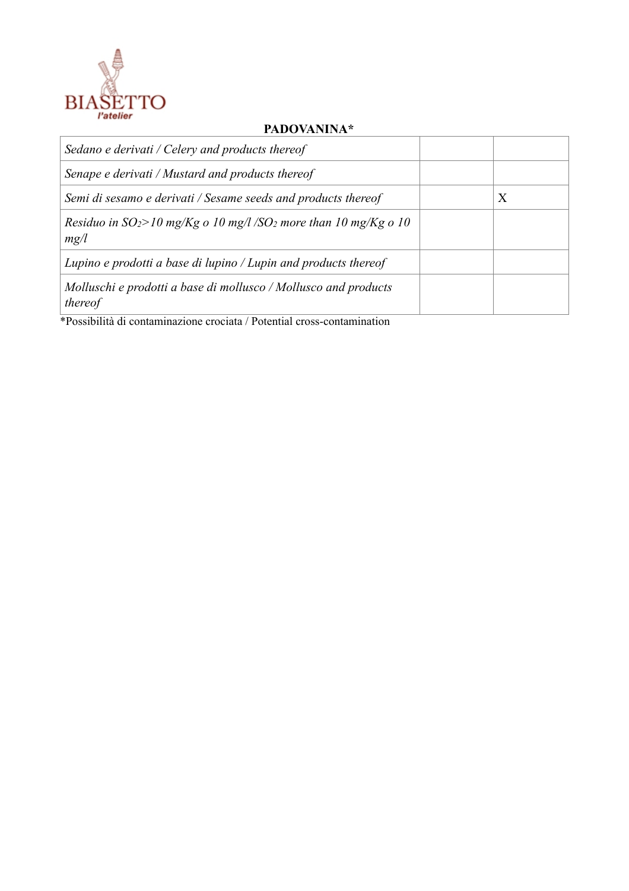BIASETTO
l'atelier

**PADOVANINA***

| | | |
|---|---|---|
| *Sedano e derivati / Celery and products thereof* | | |
| *Senape e derivati / Mustard and products thereof* | | |
| *Semi di sesamo e derivati / Sesame seeds and products thereof* | | X |
| *Residuo in $SO_2$>10 mg/Kg o 10 mg/l /$SO_2$ more than 10 mg/Kg o 10 mg/l* | | |
| *Lupino e prodotti a base di lupino / Lupin and products thereof* | | |
| *Molluschi e prodotti a base di mollusco / Mollusco and products thereof* | | |

*Possibilità di contaminazione crociata / Potential cross-contamination